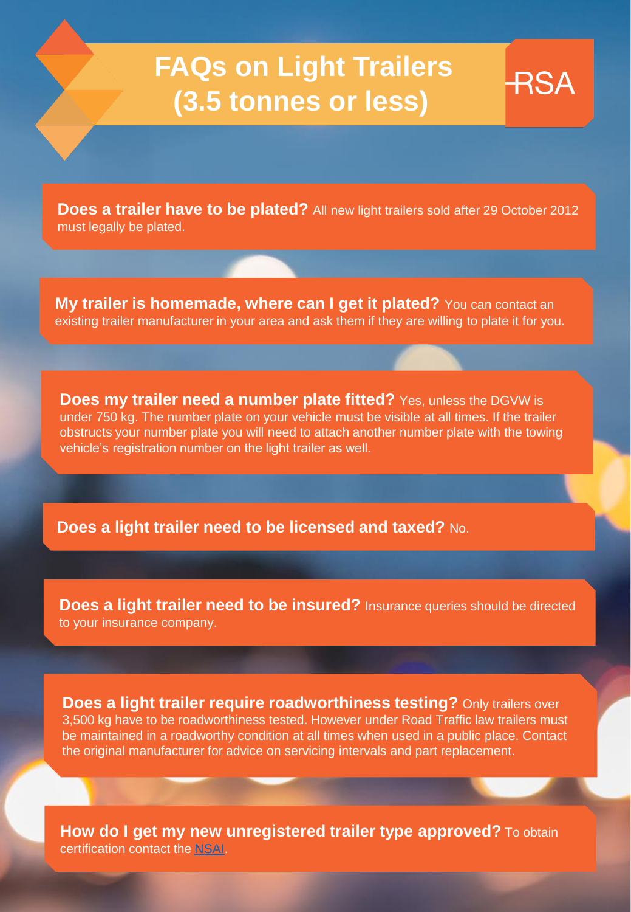# FAQs on Light Trailers (3.5 tonnes or less)

RSA

**Does a trailer have to be plated?** All new light trailers sold after 29 October 2012 must legally be plated.

**My trailer is homemade, where can I get it plated?** You can contact an existing trailer manufacturer in your area and ask them if they are willing to plate it for you.

**Does my trailer need a number plate fitted?** Yes, unless the DGVW is under 750 kg. The number plate on your vehicle must be visible at all times. If the trailer obstructs your number plate you will need to attach another number plate with the towing vehicle's registration number on the light trailer as well.

**Does a light trailer need to be licensed and taxed?** No.

**Does a light trailer need to be insured?** Insurance queries should be directed to your insurance company.

**Does a light trailer require roadworthiness testing?** Only trailers over 3,500 kg have to be roadworthiness tested. However under Road Traffic law trailers must be maintained in a roadworthy condition at all times when used in a public place. Contact the original manufacturer for advice on servicing intervals and part replacement.

**How do I get my new unregistered trailer type approved?** To obtain certification contact the NSAI.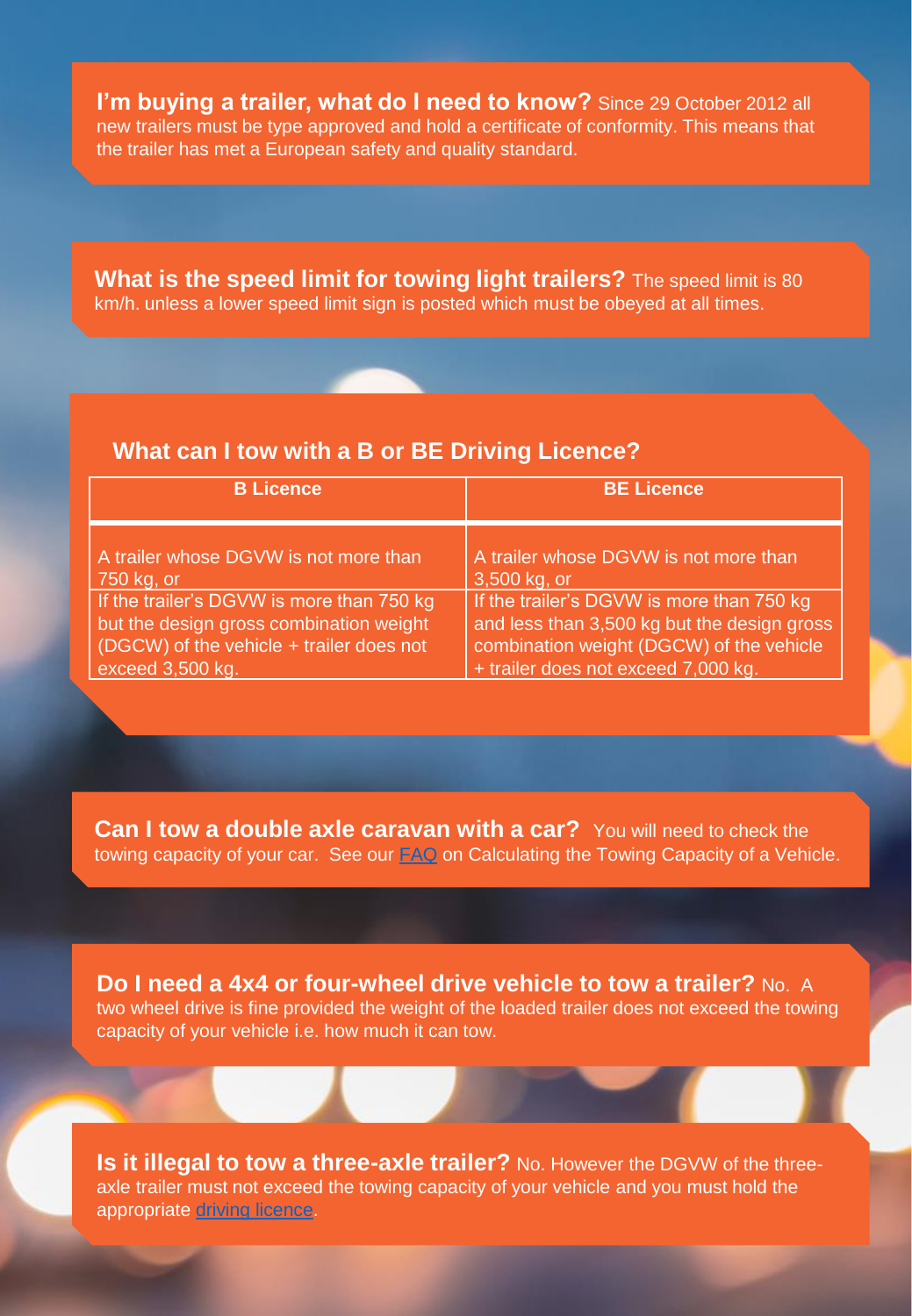**I'm buying a trailer, what do I need to know?** Since 29 October 2012 all new trailers must be type approved and hold a certificate of conformity. This means that the trailer has met a European safety and quality standard.

**What is the speed limit for towing light trailers?** The speed limit is 80 km/h. unless a lower speed limit sign is posted which must be obeyed at all times.

## What can I tow with a B or BE Driving Licence?

| B Licence | BE Licence |
|---|---|
| A trailer whose DGVW is not more than 750 kg, or | A trailer whose DGVW is not more than 3,500 kg, or |
| If the trailer's DGVW is more than 750 kg but the design gross combination weight (DGCW) of the vehicle + trailer does not exceed 3,500 kg. | If the trailer's DGVW is more than 750 kg and less than 3,500 kg but the design gross combination weight (DGCW) of the vehicle + trailer does not exceed 7,000 kg. |

**Can I tow a double axle caravan with a car?** You will need to check the towing capacity of your car. See our FAQ on Calculating the Towing Capacity of a Vehicle.

**Do I need a 4x4 or four-wheel drive vehicle to tow a trailer?** No. A two wheel drive is fine provided the weight of the loaded trailer does not exceed the towing capacity of your vehicle i.e. how much it can tow.

**Is it illegal to tow a three-axle trailer?** No. However the DGVW of the three-axle trailer must not exceed the towing capacity of your vehicle and you must hold the appropriate driving licence.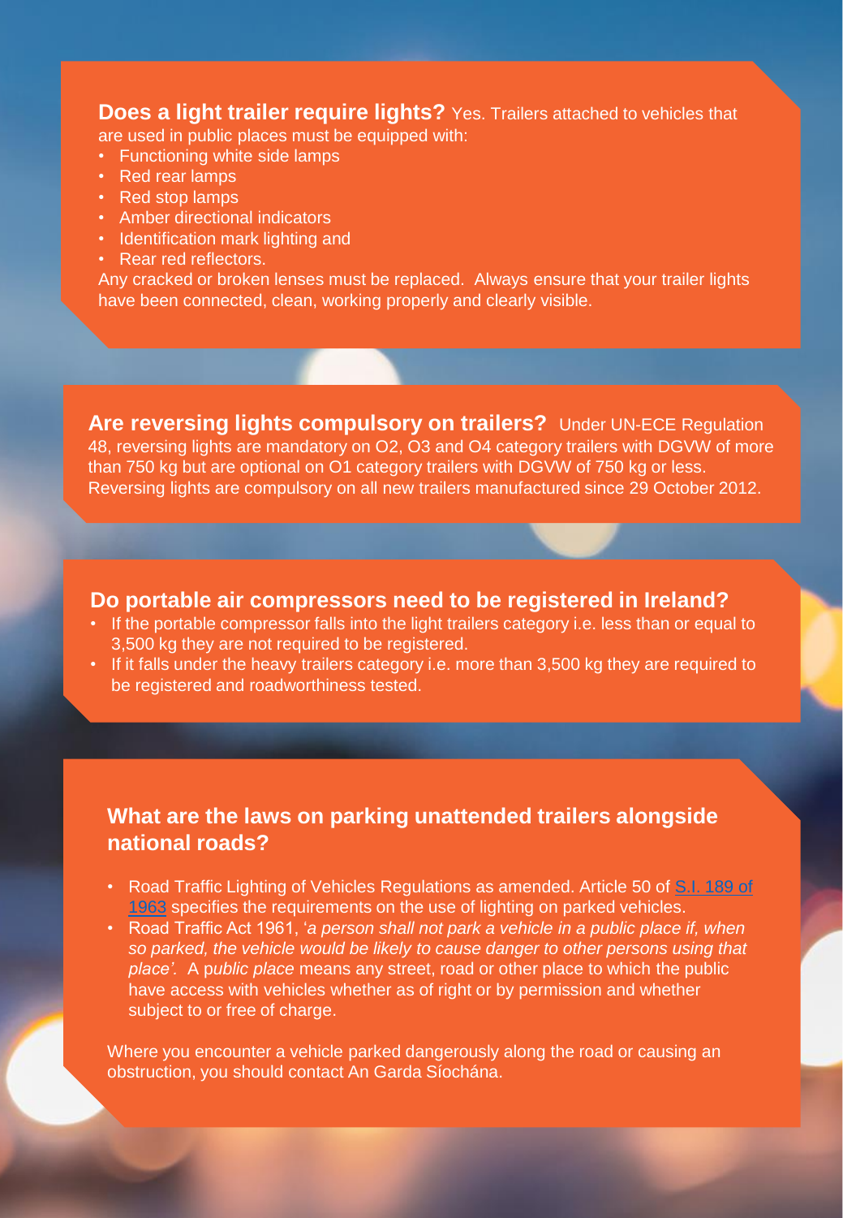**Does a light trailer require lights?** Yes. Trailers attached to vehicles that are used in public places must be equipped with:

- Functioning white side lamps
- Red rear lamps
- Red stop lamps
- Amber directional indicators
- Identification mark lighting and
- Rear red reflectors.

Any cracked or broken lenses must be replaced. Always ensure that your trailer lights have been connected, clean, working properly and clearly visible.

**Are reversing lights compulsory on trailers?** Under UN-ECE Regulation 48, reversing lights are mandatory on O2, O3 and O4 category trailers with DGVW of more than 750 kg but are optional on O1 category trailers with DGVW of 750 kg or less. Reversing lights are compulsory on all new trailers manufactured since 29 October 2012.

## Do portable air compressors need to be registered in Ireland?

- If the portable compressor falls into the light trailers category i.e. less than or equal to 3,500 kg they are not required to be registered.
- If it falls under the heavy trailers category i.e. more than 3,500 kg they are required to be registered and roadworthiness tested.

## What are the laws on parking unattended trailers alongside national roads?

- Road Traffic Lighting of Vehicles Regulations as amended. Article 50 of S.I. 189 of 1963 specifies the requirements on the use of lighting on parked vehicles.
- Road Traffic Act 1961, '*a person shall not park a vehicle in a public place if, when so parked, the vehicle would be likely to cause danger to other persons using that place'.* A *public place* means any street, road or other place to which the public have access with vehicles whether as of right or by permission and whether subject to or free of charge.

Where you encounter a vehicle parked dangerously along the road or causing an obstruction, you should contact An Garda Síochána.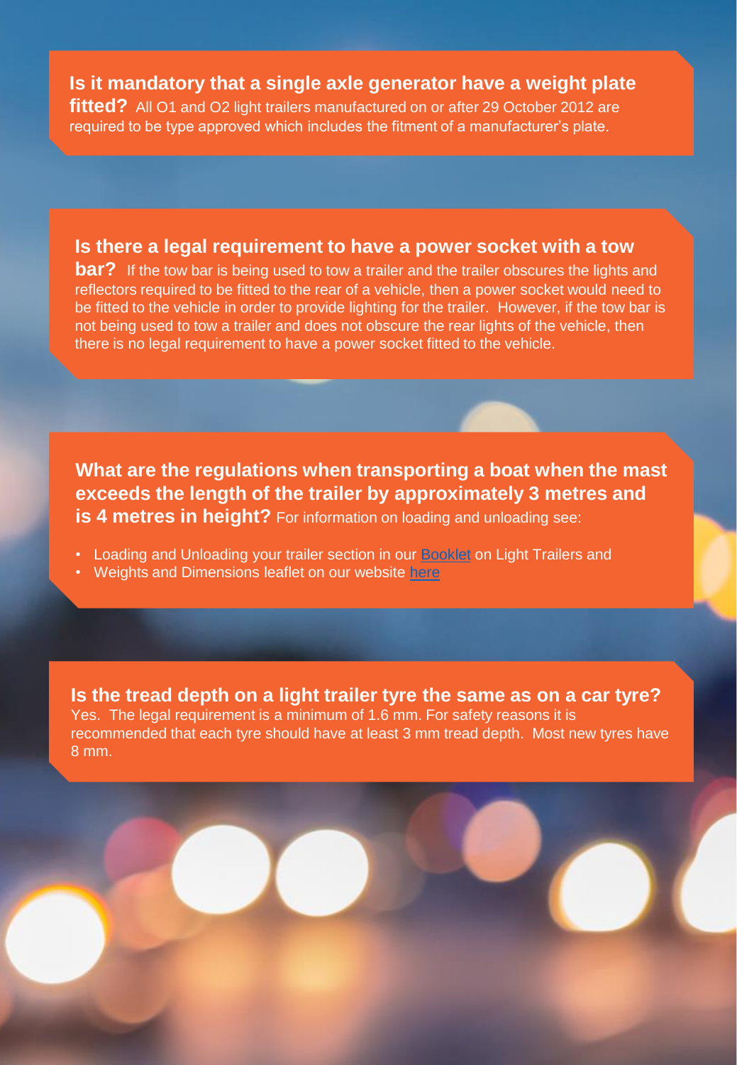**Is it mandatory that a single axle generator have a weight plate fitted?** All O1 and O2 light trailers manufactured on or after 29 October 2012 are required to be type approved which includes the fitment of a manufacturer's plate.

**Is there a legal requirement to have a power socket with a tow bar?** If the tow bar is being used to tow a trailer and the trailer obscures the lights and reflectors required to be fitted to the rear of a vehicle, then a power socket would need to be fitted to the vehicle in order to provide lighting for the trailer. However, if the tow bar is not being used to tow a trailer and does not obscure the rear lights of the vehicle, then there is no legal requirement to have a power socket fitted to the vehicle.

**What are the regulations when transporting a boat when the mast exceeds the length of the trailer by approximately 3 metres and is 4 metres in height?** For information on loading and unloading see:

- Loading and Unloading your trailer section in our Booklet on Light Trailers and
- Weights and Dimensions leaflet on our website here

**Is the tread depth on a light trailer tyre the same as on a car tyre?** Yes. The legal requirement is a minimum of 1.6 mm. For safety reasons it is recommended that each tyre should have at least 3 mm tread depth. Most new tyres have 8 mm.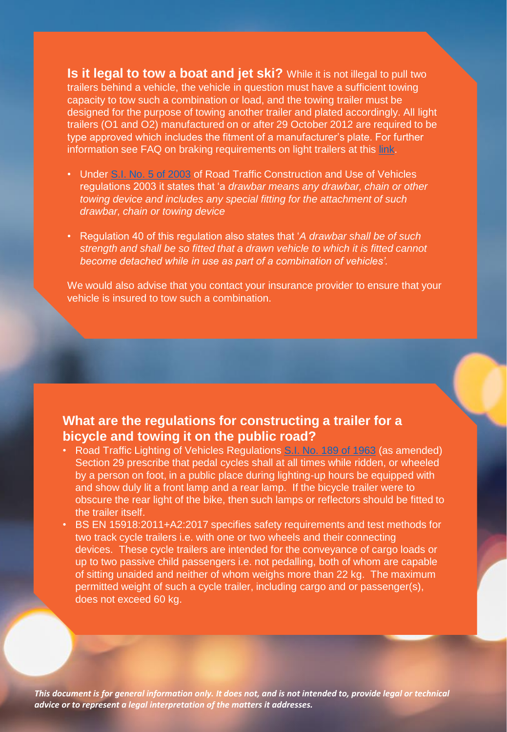**Is it legal to tow a boat and jet ski?** While it is not illegal to pull two trailers behind a vehicle, the vehicle in question must have a sufficient towing capacity to tow such a combination or load, and the towing trailer must be designed for the purpose of towing another trailer and plated accordingly. All light trailers (O1 and O2) manufactured on or after 29 October 2012 are required to be type approved which includes the fitment of a manufacturer's plate. For further information see FAQ on braking requirements on light trailers at this link.

- Under S.I. No. 5 of 2003 of Road Traffic Construction and Use of Vehicles regulations 2003 it states that 'a *drawbar means any drawbar, chain or other towing device and includes any special fitting for the attachment of such drawbar, chain or towing device*
- Regulation 40 of this regulation also states that '*A drawbar shall be of such strength and shall be so fitted that a drawn vehicle to which it is fitted cannot become detached while in use as part of a combination of vehicles'.*

We would also advise that you contact your insurance provider to ensure that your vehicle is insured to tow such a combination.

## What are the regulations for constructing a trailer for a bicycle and towing it on the public road?

- Road Traffic Lighting of Vehicles Regulations S.I. No. 189 of 1963 (as amended) Section 29 prescribe that pedal cycles shall at all times while ridden, or wheeled by a person on foot, in a public place during lighting-up hours be equipped with and show duly lit a front lamp and a rear lamp. If the bicycle trailer were to obscure the rear light of the bike, then such lamps or reflectors should be fitted to the trailer itself.
- BS EN 15918:2011+A2:2017 specifies safety requirements and test methods for two track cycle trailers i.e. with one or two wheels and their connecting devices. These cycle trailers are intended for the conveyance of cargo loads or up to two passive child passengers i.e. not pedalling, both of whom are capable of sitting unaided and neither of whom weighs more than 22 kg. The maximum permitted weight of such a cycle trailer, including cargo and or passenger(s), does not exceed 60 kg.

***This document is for general information only. It does not, and is not intended to, provide legal or technical advice or to represent a legal interpretation of the matters it addresses.***